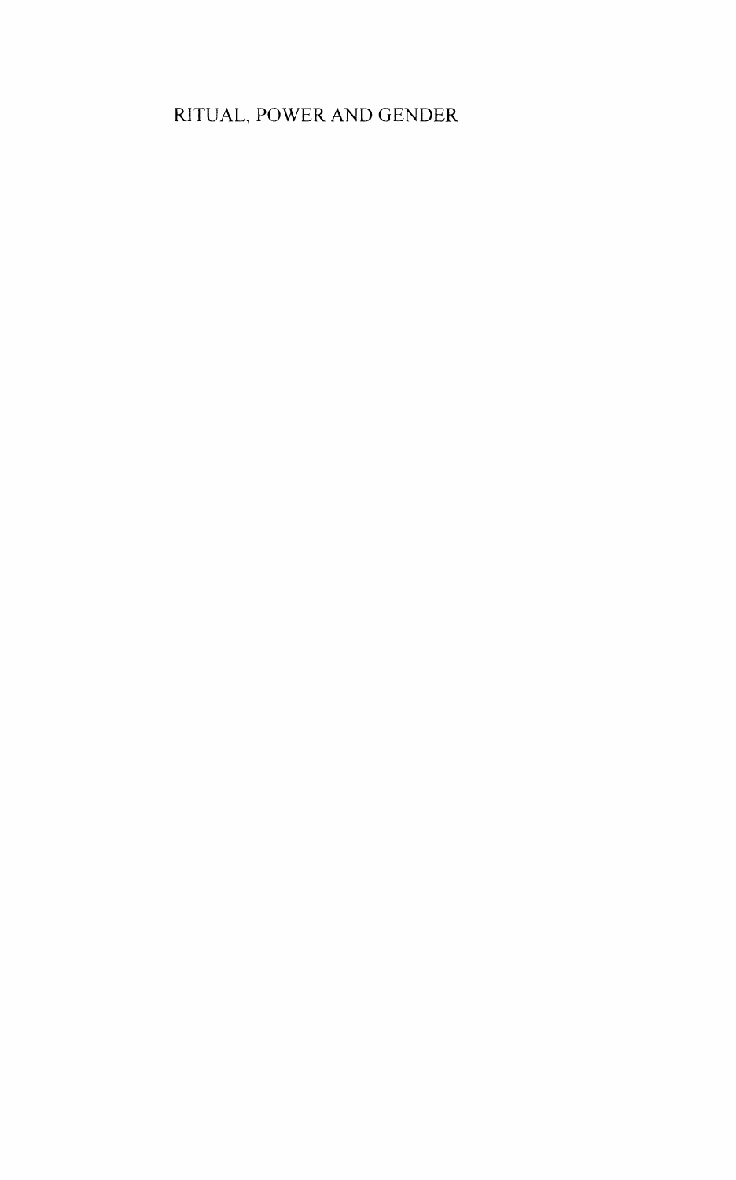# RITUAL, POWER AND GENDER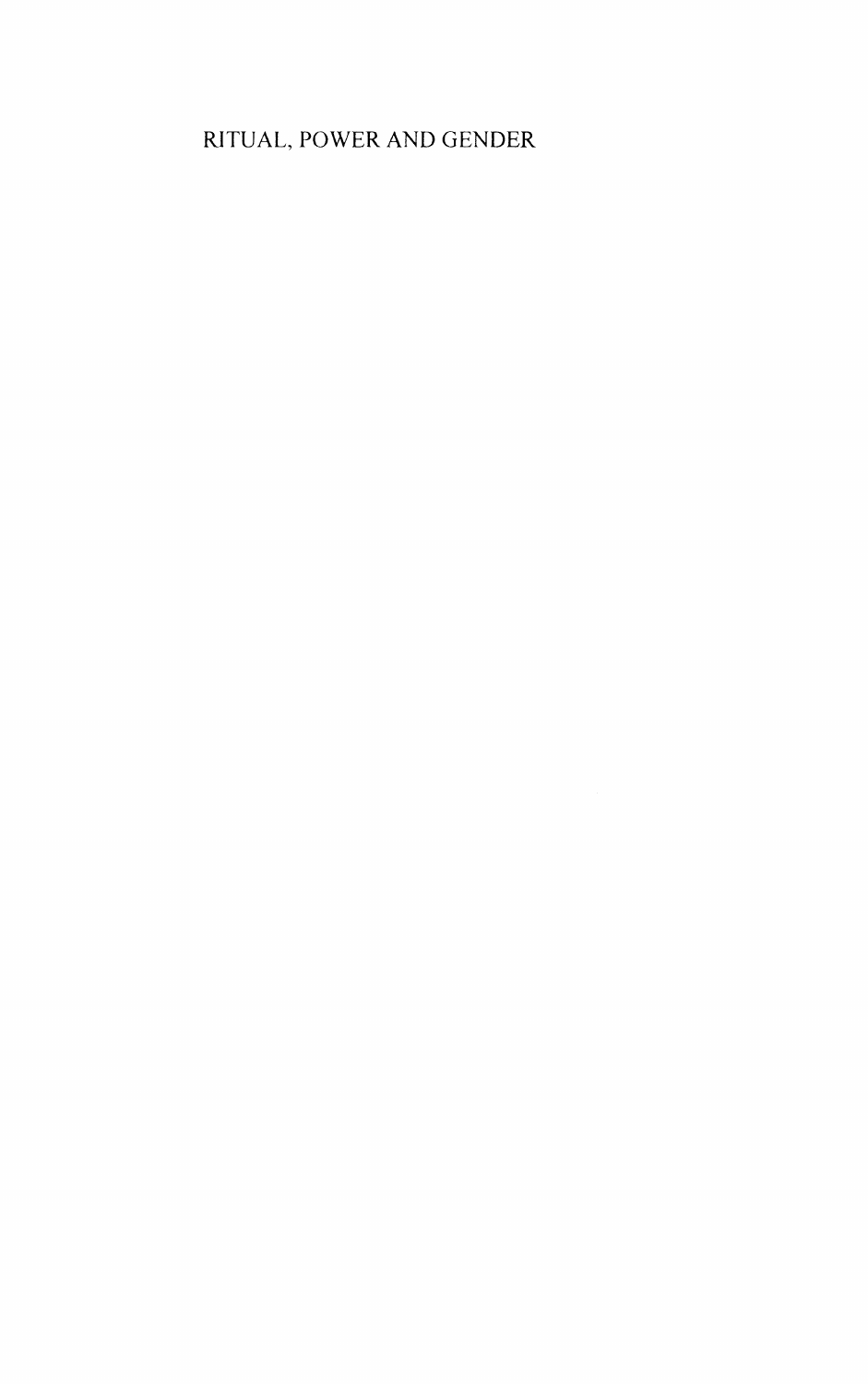RITUAL, POWER AND GENDER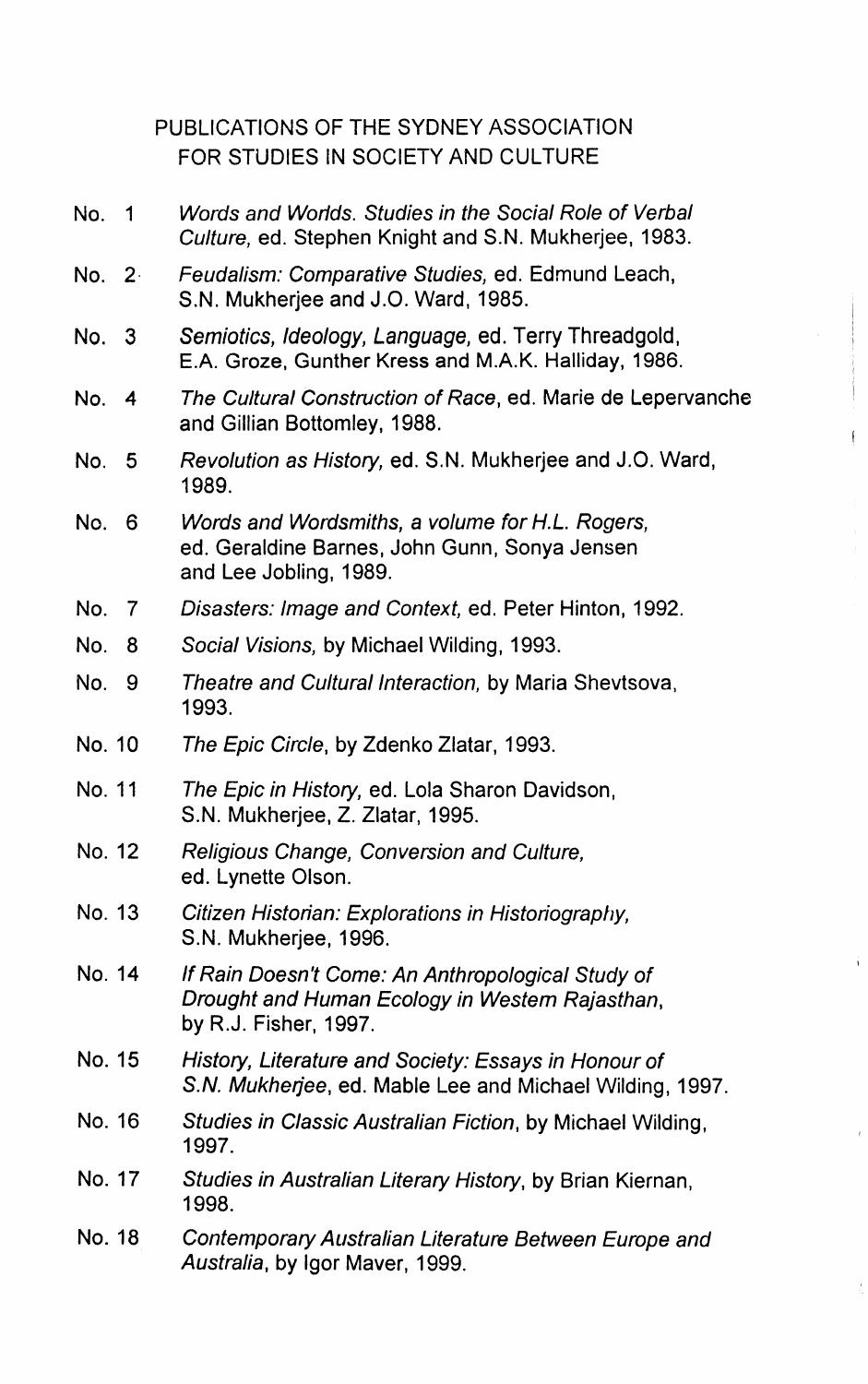# PUBLICATIONS OF THE SYDNEY ASSOCIATION FOR STUDIES IN SOCIETY AND CULTURE

No. 1 *Words and Worlds. Studies in the Social Role of Verbal Culture*, ed. Stephen Knight and S.N. Mukherjee, 1983.

No. 2 *Feudalism: Comparative Studies*, ed. Edmund Leach, S.N. Mukherjee and J.O. Ward, 1985.

No. 3 *Semiotics, Ideology, Language*, ed. Terry Threadgold, E.A. Groze, Gunther Kress and M.A.K. Halliday, 1986.

No. 4 *The Cultural Construction of Race*, ed. Marie de Lepervanche and Gillian Bottomley, 1988.

No. 5 *Revolution as History*, ed. S.N. Mukherjee and J.O. Ward, 1989.

No. 6 *Words and Wordsmiths, a volume for H.L. Rogers*, ed. Geraldine Barnes, John Gunn, Sonya Jensen and Lee Jobling, 1989.

No. 7 *Disasters: Image and Context*, ed. Peter Hinton, 1992.

No. 8 *Social Visions*, by Michael Wilding, 1993.

No. 9 *Theatre and Cultural Interaction*, by Maria Shevtsova, 1993.

No. 10 *The Epic Circle*, by Zdenko Zlatar, 1993.

No. 11 *The Epic in History*, ed. Lola Sharon Davidson, S.N. Mukherjee, Z. Zlatar, 1995.

No. 12 *Religious Change, Conversion and Culture*, ed. Lynette Olson.

No. 13 *Citizen Historian: Explorations in Historiography*, S.N. Mukherjee, 1996.

No. 14 *If Rain Doesn't Come: An Anthropological Study of Drought and Human Ecology in Western Rajasthan*, by R.J. Fisher, 1997.

No. 15 *History, Literature and Society: Essays in Honour of S.N. Mukherjee*, ed. Mable Lee and Michael Wilding, 1997.

No. 16 *Studies in Classic Australian Fiction*, by Michael Wilding, 1997.

No. 17 *Studies in Australian Literary History*, by Brian Kiernan, 1998.

No. 18 *Contemporary Australian Literature Between Europe and Australia*, by Igor Maver, 1999.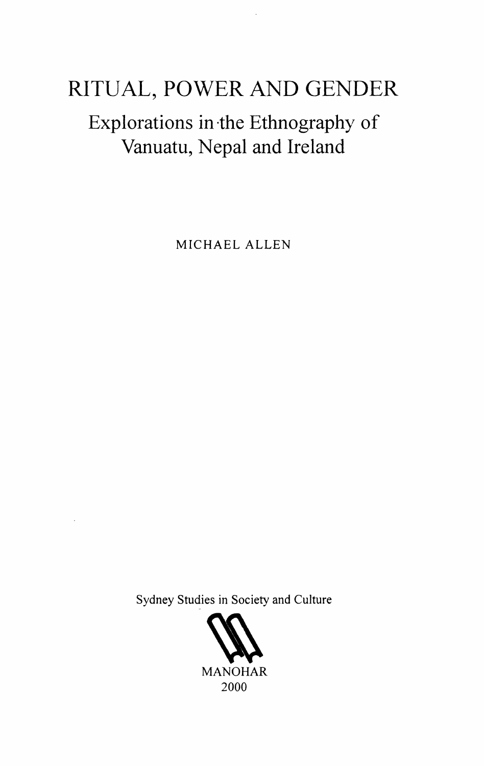# RITUAL, POWER AND GENDER

## Explorations in the Ethnography of Vanuatu, Nepal and Ireland

MICHAEL ALLEN

Sydney Studies in Society and Culture

MANOHAR
2000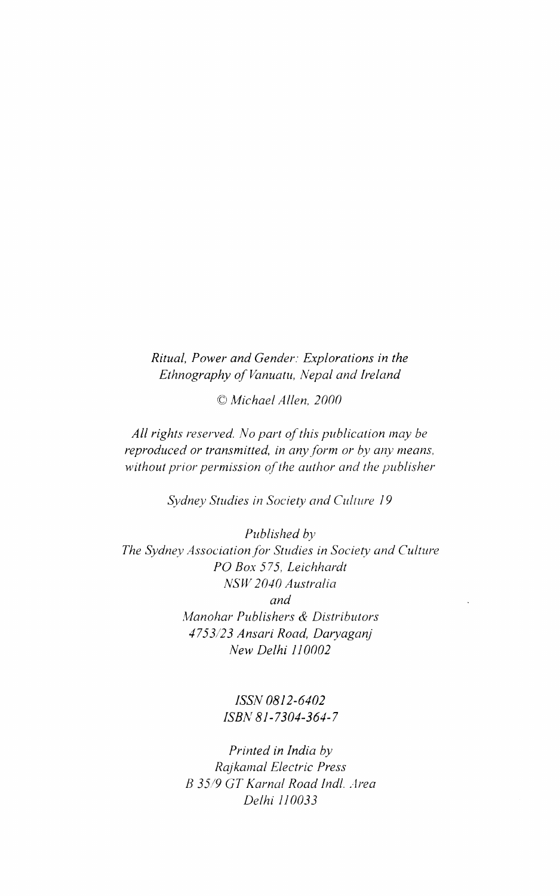*Ritual, Power and Gender: Explorations in the Ethnography of Vanuatu, Nepal and Ireland*

*© Michael Allen, 2000*

*All rights reserved. No part of this publication may be reproduced or transmitted, in any form or by any means, without prior permission of the author and the publisher*

*Sydney Studies in Society and Culture 19*

*Published by*
*The Sydney Association for Studies in Society and Culture*
*PO Box 575, Leichhardt*
*NSW 2040 Australia*
*and*
*Manohar Publishers & Distributors*
*4753/23 Ansari Road, Daryaganj*
*New Delhi 110002*

*ISSN 0812-6402*
*ISBN 81-7304-364-7*

*Printed in India by*
*Rajkamal Electric Press*
*B 35/9 GT Karnal Road Indl. Area*
*Delhi 110033*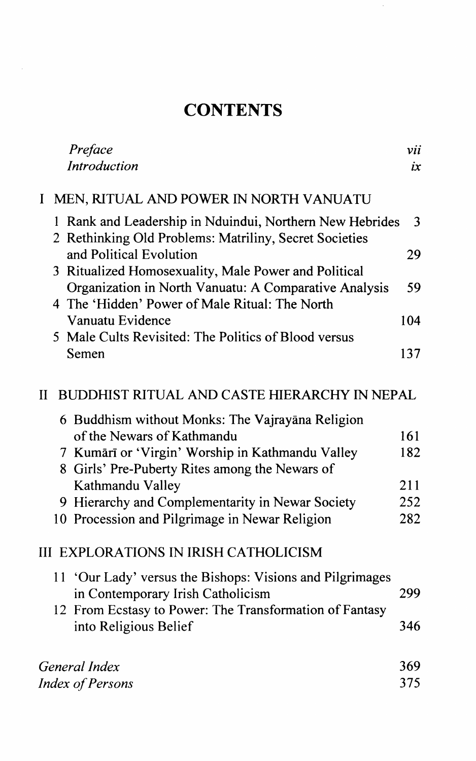# CONTENTS

| | |
|---|---|
| *Preface* | *vii* |
| *Introduction* | *ix* |

## I MEN, RITUAL AND POWER IN NORTH VANUATU

| | |
|---|---|
| 1 Rank and Leadership in Nduindui, Northern New Hebrides | 3 |
| 2 Rethinking Old Problems: Matriliny, Secret Societies and Political Evolution | 29 |
| 3 Ritualized Homosexuality, Male Power and Political Organization in North Vanuatu: A Comparative Analysis | 59 |
| 4 The 'Hidden' Power of Male Ritual: The North Vanuatu Evidence | 104 |
| 5 Male Cults Revisited: The Politics of Blood versus Semen | 137 |

## II BUDDHIST RITUAL AND CASTE HIERARCHY IN NEPAL

| | |
|---|---|
| 6 Buddhism without Monks: The Vajrayāna Religion of the Newars of Kathmandu | 161 |
| 7 Kumārī or 'Virgin' Worship in Kathmandu Valley | 182 |
| 8 Girls' Pre-Puberty Rites among the Newars of Kathmandu Valley | 211 |
| 9 Hierarchy and Complementarity in Newar Society | 252 |
| 10 Procession and Pilgrimage in Newar Religion | 282 |

## III EXPLORATIONS IN IRISH CATHOLICISM

| | |
|---|---|
| 11 'Our Lady' versus the Bishops: Visions and Pilgrimages in Contemporary Irish Catholicism | 299 |
| 12 From Ecstasy to Power: The Transformation of Fantasy into Religious Belief | 346 |

| | |
|---|---|
| *General Index* | 369 |
| *Index of Persons* | 375 |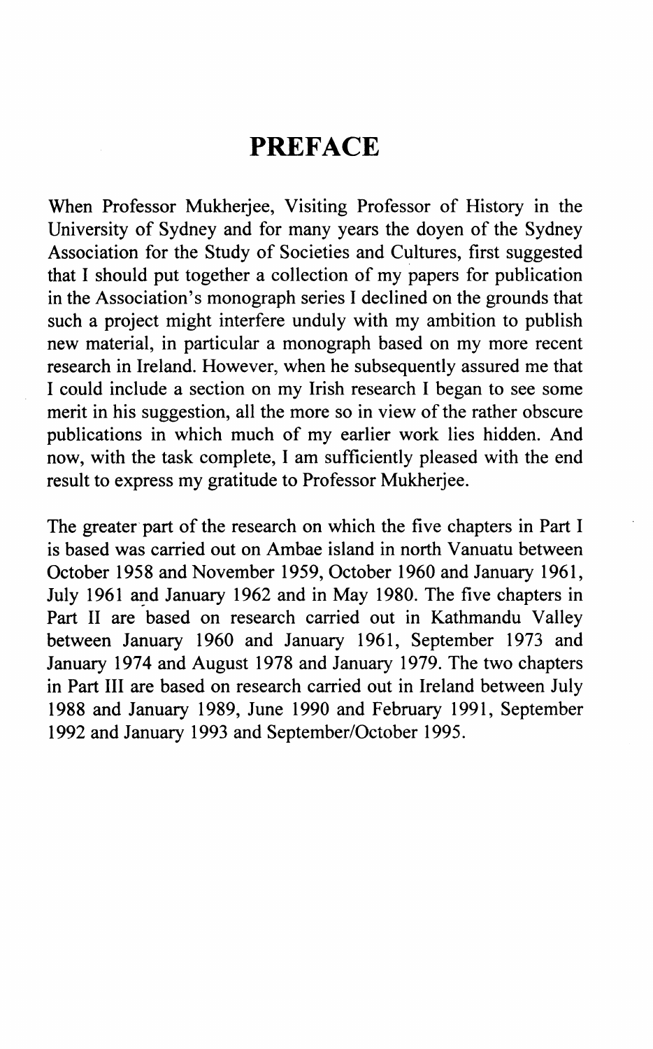# PREFACE

When Professor Mukherjee, Visiting Professor of History in the University of Sydney and for many years the doyen of the Sydney Association for the Study of Societies and Cultures, first suggested that I should put together a collection of my papers for publication in the Association's monograph series I declined on the grounds that such a project might interfere unduly with my ambition to publish new material, in particular a monograph based on my more recent research in Ireland. However, when he subsequently assured me that I could include a section on my Irish research I began to see some merit in his suggestion, all the more so in view of the rather obscure publications in which much of my earlier work lies hidden. And now, with the task complete, I am sufficiently pleased with the end result to express my gratitude to Professor Mukherjee.

The greater part of the research on which the five chapters in Part I is based was carried out on Ambae island in north Vanuatu between October 1958 and November 1959, October 1960 and January 1961, July 1961 and January 1962 and in May 1980. The five chapters in Part II are based on research carried out in Kathmandu Valley between January 1960 and January 1961, September 1973 and January 1974 and August 1978 and January 1979. The two chapters in Part III are based on research carried out in Ireland between July 1988 and January 1989, June 1990 and February 1991, September 1992 and January 1993 and September/October 1995.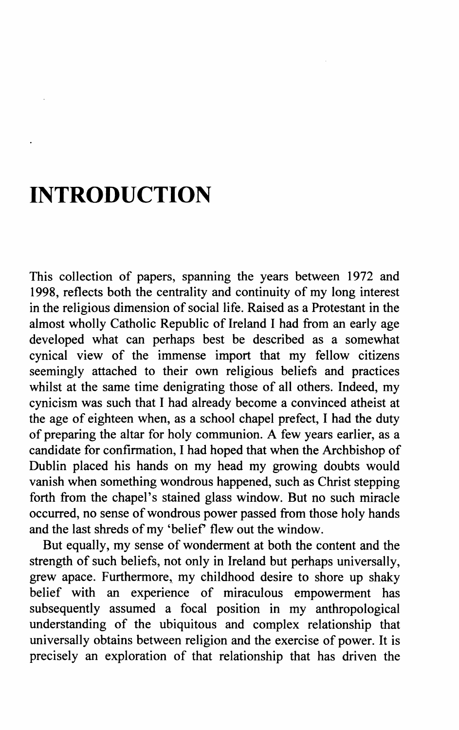# INTRODUCTION

This collection of papers, spanning the years between 1972 and 1998, reflects both the centrality and continuity of my long interest in the religious dimension of social life. Raised as a Protestant in the almost wholly Catholic Republic of Ireland I had from an early age developed what can perhaps best be described as a somewhat cynical view of the immense import that my fellow citizens seemingly attached to their own religious beliefs and practices whilst at the same time denigrating those of all others. Indeed, my cynicism was such that I had already become a convinced atheist at the age of eighteen when, as a school chapel prefect, I had the duty of preparing the altar for holy communion. A few years earlier, as a candidate for confirmation, I had hoped that when the Archbishop of Dublin placed his hands on my head my growing doubts would vanish when something wondrous happened, such as Christ stepping forth from the chapel's stained glass window. But no such miracle occurred, no sense of wondrous power passed from those holy hands and the last shreds of my 'belief' flew out the window.

But equally, my sense of wonderment at both the content and the strength of such beliefs, not only in Ireland but perhaps universally, grew apace. Furthermore, my childhood desire to shore up shaky belief with an experience of miraculous empowerment has subsequently assumed a focal position in my anthropological understanding of the ubiquitous and complex relationship that universally obtains between religion and the exercise of power. It is precisely an exploration of that relationship that has driven the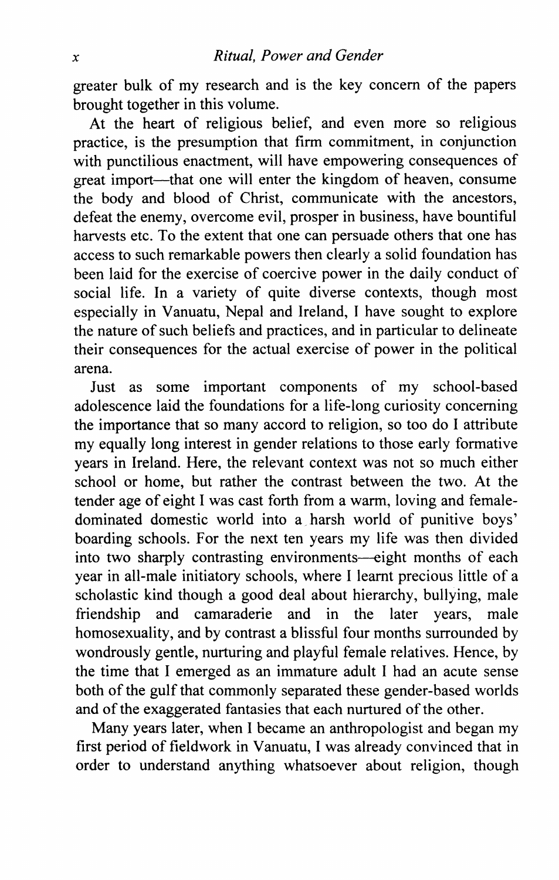greater bulk of my research and is the key concern of the papers brought together in this volume.

At the heart of religious belief, and even more so religious practice, is the presumption that firm commitment, in conjunction with punctilious enactment, will have empowering consequences of great import—that one will enter the kingdom of heaven, consume the body and blood of Christ, communicate with the ancestors, defeat the enemy, overcome evil, prosper in business, have bountiful harvests etc. To the extent that one can persuade others that one has access to such remarkable powers then clearly a solid foundation has been laid for the exercise of coercive power in the daily conduct of social life. In a variety of quite diverse contexts, though most especially in Vanuatu, Nepal and Ireland, I have sought to explore the nature of such beliefs and practices, and in particular to delineate their consequences for the actual exercise of power in the political arena.

Just as some important components of my school-based adolescence laid the foundations for a life-long curiosity concerning the importance that so many accord to religion, so too do I attribute my equally long interest in gender relations to those early formative years in Ireland. Here, the relevant context was not so much either school or home, but rather the contrast between the two. At the tender age of eight I was cast forth from a warm, loving and female-dominated domestic world into a harsh world of punitive boys' boarding schools. For the next ten years my life was then divided into two sharply contrasting environments—eight months of each year in all-male initiatory schools, where I learnt precious little of a scholastic kind though a good deal about hierarchy, bullying, male friendship and camaraderie and in the later years, male homosexuality, and by contrast a blissful four months surrounded by wondrously gentle, nurturing and playful female relatives. Hence, by the time that I emerged as an immature adult I had an acute sense both of the gulf that commonly separated these gender-based worlds and of the exaggerated fantasies that each nurtured of the other.

Many years later, when I became an anthropologist and began my first period of fieldwork in Vanuatu, I was already convinced that in order to understand anything whatsoever about religion, though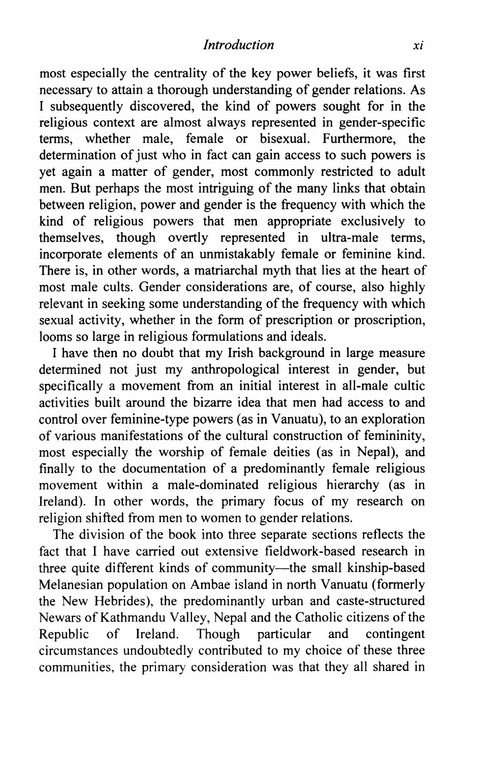most especially the centrality of the key power beliefs, it was first necessary to attain a thorough understanding of gender relations. As I subsequently discovered, the kind of powers sought for in the religious context are almost always represented in gender-specific terms, whether male, female or bisexual. Furthermore, the determination of just who in fact can gain access to such powers is yet again a matter of gender, most commonly restricted to adult men. But perhaps the most intriguing of the many links that obtain between religion, power and gender is the frequency with which the kind of religious powers that men appropriate exclusively to themselves, though overtly represented in ultra-male terms, incorporate elements of an unmistakably female or feminine kind. There is, in other words, a matriarchal myth that lies at the heart of most male cults. Gender considerations are, of course, also highly relevant in seeking some understanding of the frequency with which sexual activity, whether in the form of prescription or proscription, looms so large in religious formulations and ideals.

I have then no doubt that my Irish background in large measure determined not just my anthropological interest in gender, but specifically a movement from an initial interest in all-male cultic activities built around the bizarre idea that men had access to and control over feminine-type powers (as in Vanuatu), to an exploration of various manifestations of the cultural construction of femininity, most especially the worship of female deities (as in Nepal), and finally to the documentation of a predominantly female religious movement within a male-dominated religious hierarchy (as in Ireland). In other words, the primary focus of my research on religion shifted from men to women to gender relations.

The division of the book into three separate sections reflects the fact that I have carried out extensive fieldwork-based research in three quite different kinds of community—the small kinship-based Melanesian population on Ambae island in north Vanuatu (formerly the New Hebrides), the predominantly urban and caste-structured Newars of Kathmandu Valley, Nepal and the Catholic citizens of the Republic of Ireland. Though particular and contingent circumstances undoubtedly contributed to my choice of these three communities, the primary consideration was that they all shared in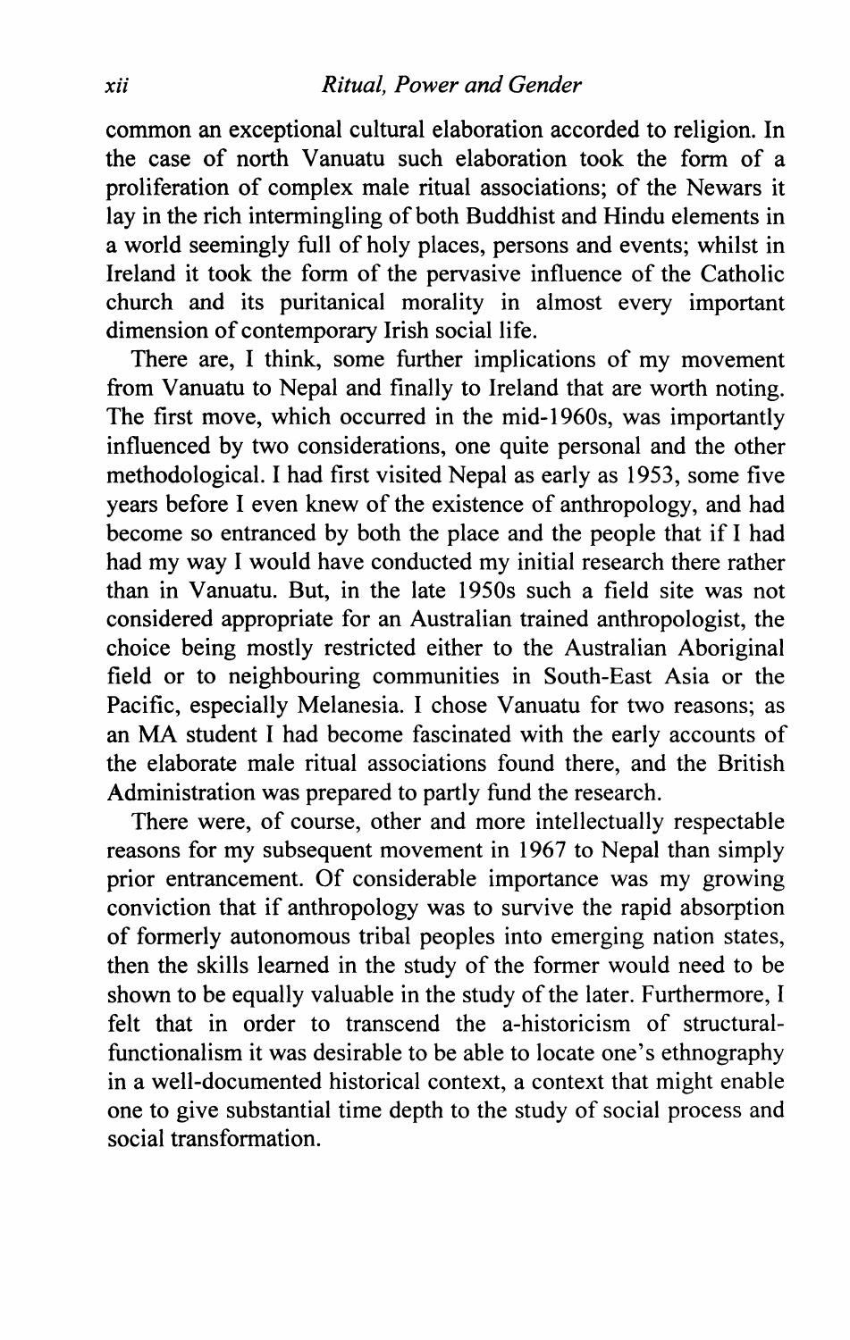common an exceptional cultural elaboration accorded to religion. In the case of north Vanuatu such elaboration took the form of a proliferation of complex male ritual associations; of the Newars it lay in the rich intermingling of both Buddhist and Hindu elements in a world seemingly full of holy places, persons and events; whilst in Ireland it took the form of the pervasive influence of the Catholic church and its puritanical morality in almost every important dimension of contemporary Irish social life.

There are, I think, some further implications of my movement from Vanuatu to Nepal and finally to Ireland that are worth noting. The first move, which occurred in the mid-1960s, was importantly influenced by two considerations, one quite personal and the other methodological. I had first visited Nepal as early as 1953, some five years before I even knew of the existence of anthropology, and had become so entranced by both the place and the people that if I had had my way I would have conducted my initial research there rather than in Vanuatu. But, in the late 1950s such a field site was not considered appropriate for an Australian trained anthropologist, the choice being mostly restricted either to the Australian Aboriginal field or to neighbouring communities in South-East Asia or the Pacific, especially Melanesia. I chose Vanuatu for two reasons; as an MA student I had become fascinated with the early accounts of the elaborate male ritual associations found there, and the British Administration was prepared to partly fund the research.

There were, of course, other and more intellectually respectable reasons for my subsequent movement in 1967 to Nepal than simply prior entrancement. Of considerable importance was my growing conviction that if anthropology was to survive the rapid absorption of formerly autonomous tribal peoples into emerging nation states, then the skills learned in the study of the former would need to be shown to be equally valuable in the study of the later. Furthermore, I felt that in order to transcend the a-historicism of structural-functionalism it was desirable to be able to locate one's ethnography in a well-documented historical context, a context that might enable one to give substantial time depth to the study of social process and social transformation.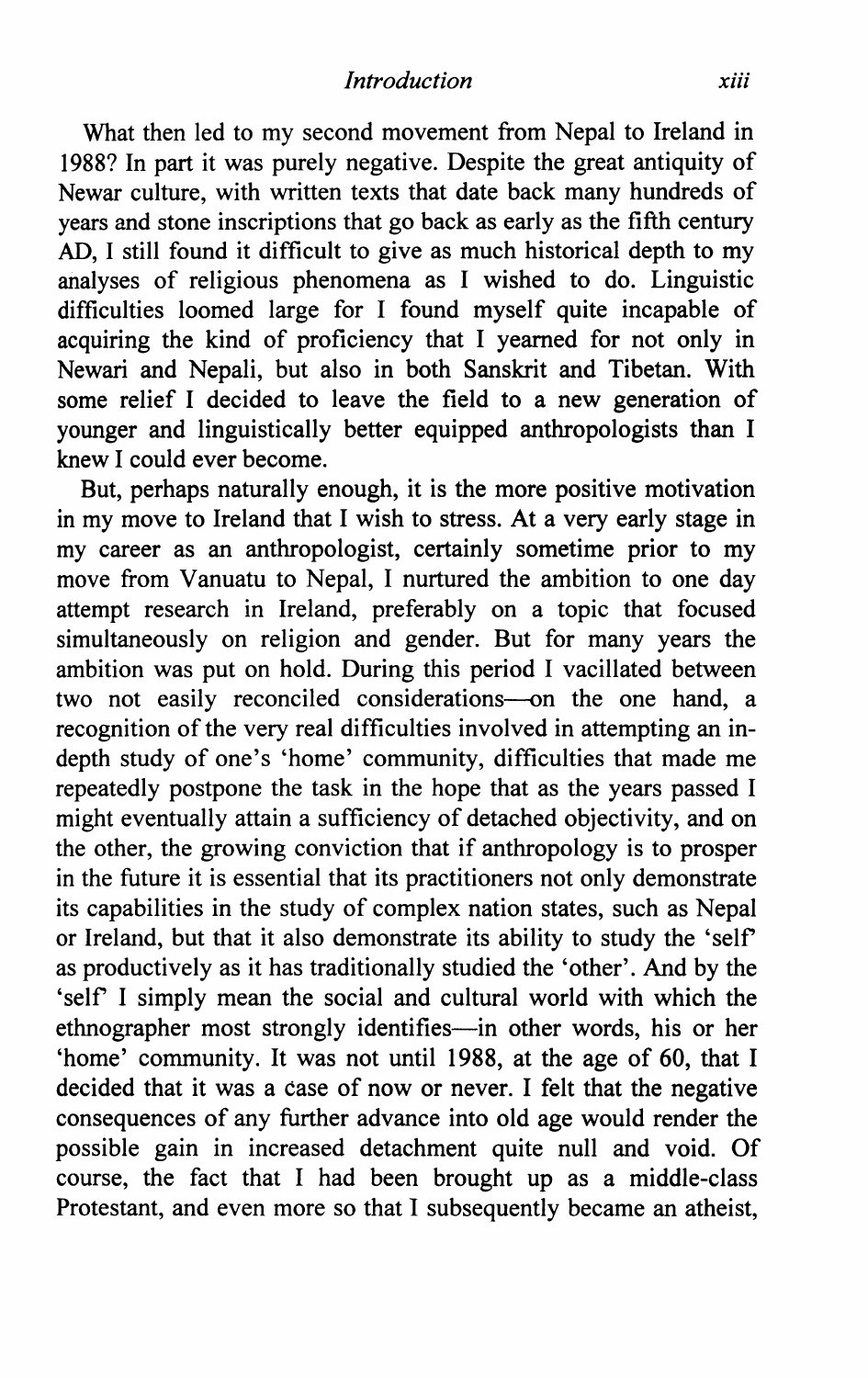What then led to my second movement from Nepal to Ireland in 1988? In part it was purely negative. Despite the great antiquity of Newar culture, with written texts that date back many hundreds of years and stone inscriptions that go back as early as the fifth century AD, I still found it difficult to give as much historical depth to my analyses of religious phenomena as I wished to do. Linguistic difficulties loomed large for I found myself quite incapable of acquiring the kind of proficiency that I yearned for not only in Newari and Nepali, but also in both Sanskrit and Tibetan. With some relief I decided to leave the field to a new generation of younger and linguistically better equipped anthropologists than I knew I could ever become.

But, perhaps naturally enough, it is the more positive motivation in my move to Ireland that I wish to stress. At a very early stage in my career as an anthropologist, certainly sometime prior to my move from Vanuatu to Nepal, I nurtured the ambition to one day attempt research in Ireland, preferably on a topic that focused simultaneously on religion and gender. But for many years the ambition was put on hold. During this period I vacillated between two not easily reconciled considerations—on the one hand, a recognition of the very real difficulties involved in attempting an in-depth study of one's 'home' community, difficulties that made me repeatedly postpone the task in the hope that as the years passed I might eventually attain a sufficiency of detached objectivity, and on the other, the growing conviction that if anthropology is to prosper in the future it is essential that its practitioners not only demonstrate its capabilities in the study of complex nation states, such as Nepal or Ireland, but that it also demonstrate its ability to study the 'self' as productively as it has traditionally studied the 'other'. And by the 'self' I simply mean the social and cultural world with which the ethnographer most strongly identifies—in other words, his or her 'home' community. It was not until 1988, at the age of 60, that I decided that it was a case of now or never. I felt that the negative consequences of any further advance into old age would render the possible gain in increased detachment quite null and void. Of course, the fact that I had been brought up as a middle-class Protestant, and even more so that I subsequently became an atheist,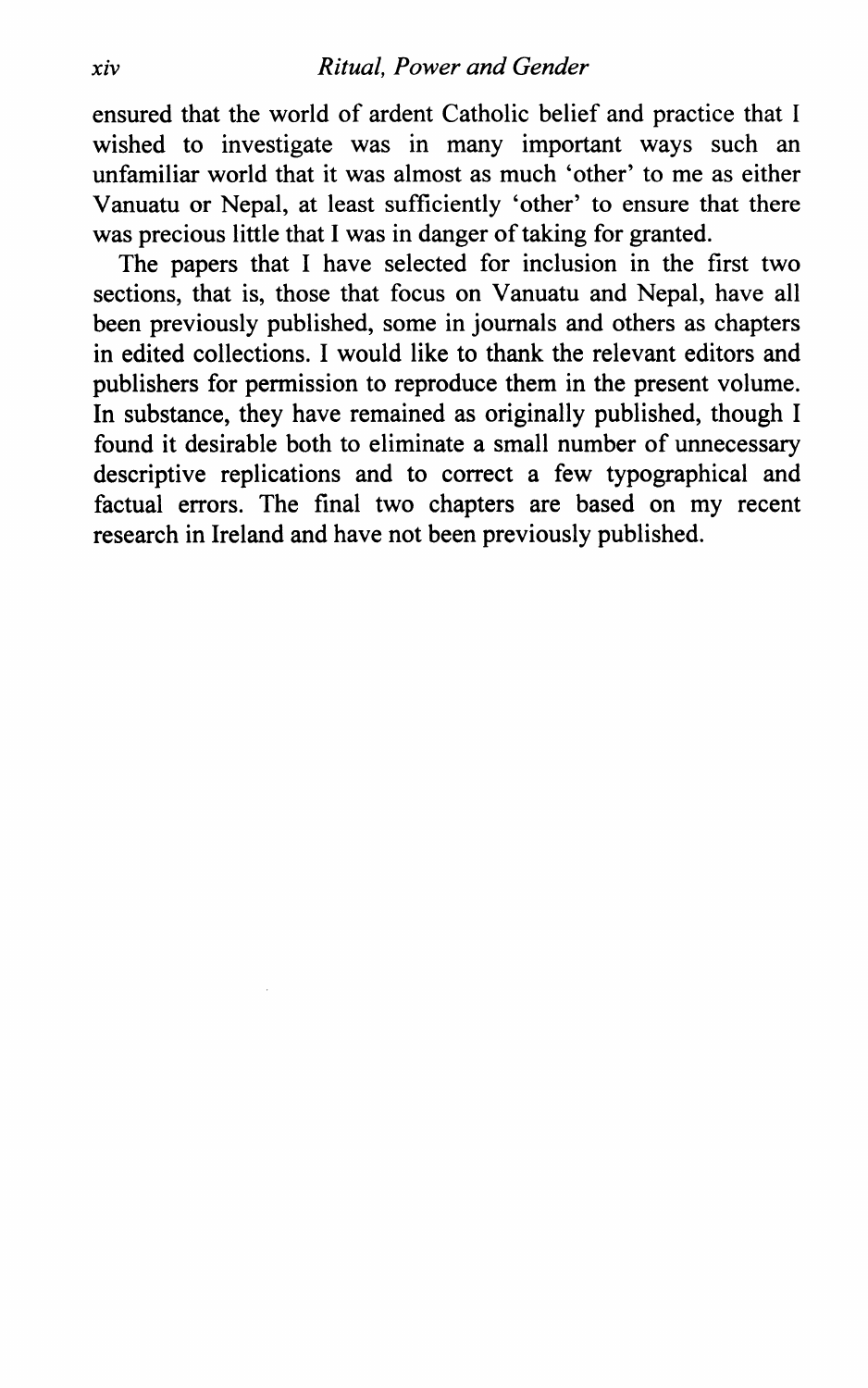ensured that the world of ardent Catholic belief and practice that I wished to investigate was in many important ways such an unfamiliar world that it was almost as much 'other' to me as either Vanuatu or Nepal, at least sufficiently 'other' to ensure that there was precious little that I was in danger of taking for granted.

The papers that I have selected for inclusion in the first two sections, that is, those that focus on Vanuatu and Nepal, have all been previously published, some in journals and others as chapters in edited collections. I would like to thank the relevant editors and publishers for permission to reproduce them in the present volume. In substance, they have remained as originally published, though I found it desirable both to eliminate a small number of unnecessary descriptive replications and to correct a few typographical and factual errors. The final two chapters are based on my recent research in Ireland and have not been previously published.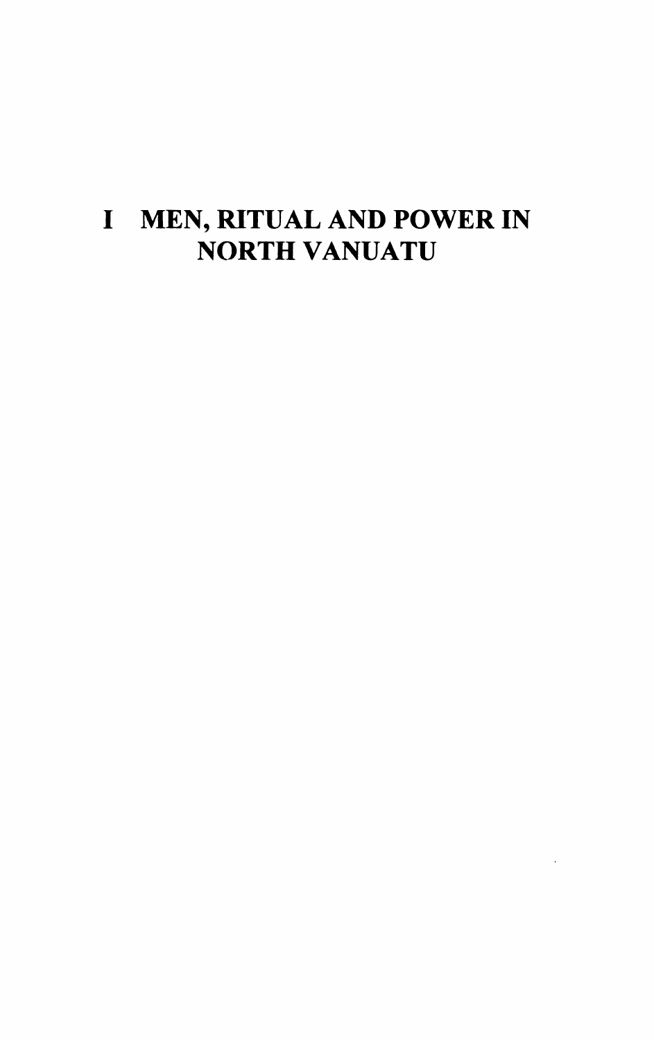# I MEN, RITUAL AND POWER IN NORTH VANUATU